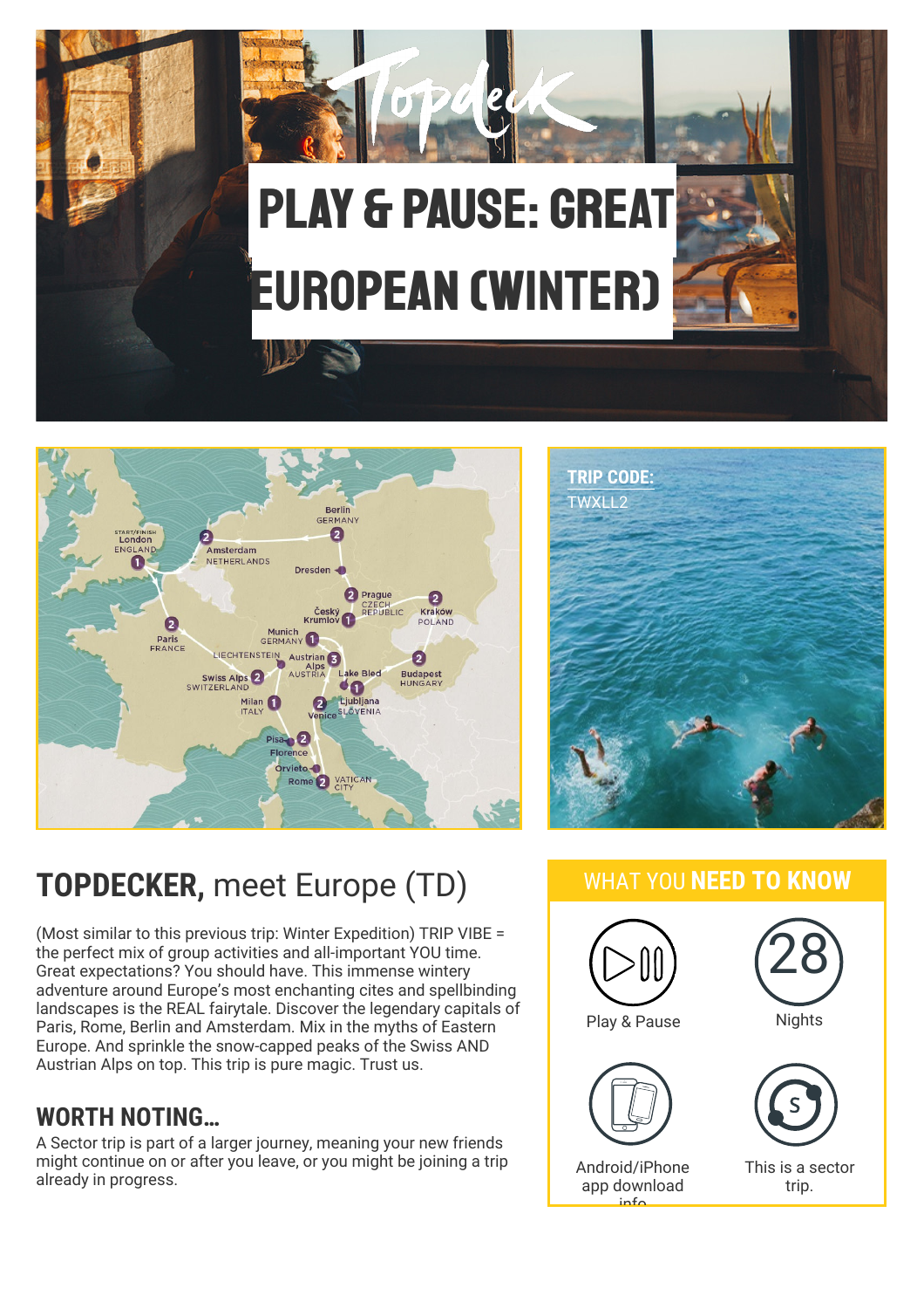# PLAY & PAUSE: GREAT EUROPEAN (WINTER)

**TRIP CODE:**
TWXLL2

## **TOPDECKER,** meet Europe (TD)

(Most similar to this previous trip: Winter Expedition) TRIP VIBE = the perfect mix of group activities and all-important YOU time. Great expectations? You should have. This immense wintery adventure around Europe's most enchanting cites and spellbinding landscapes is the REAL fairytale. Discover the legendary capitals of Paris, Rome, Berlin and Amsterdam. Mix in the myths of Eastern Europe. And sprinkle the snow-capped peaks of the Swiss AND Austrian Alps on top. This trip is pure magic. Trust us.

### WORTH NOTING...

A Sector trip is part of a larger journey, meaning your new friends might continue on or after you leave, or you might be joining a trip already in progress.

## WHAT YOU **NEED TO KNOW**

- Play & Pause
- 28 Nights
- Android/iPhone app download info
- This is a sector trip.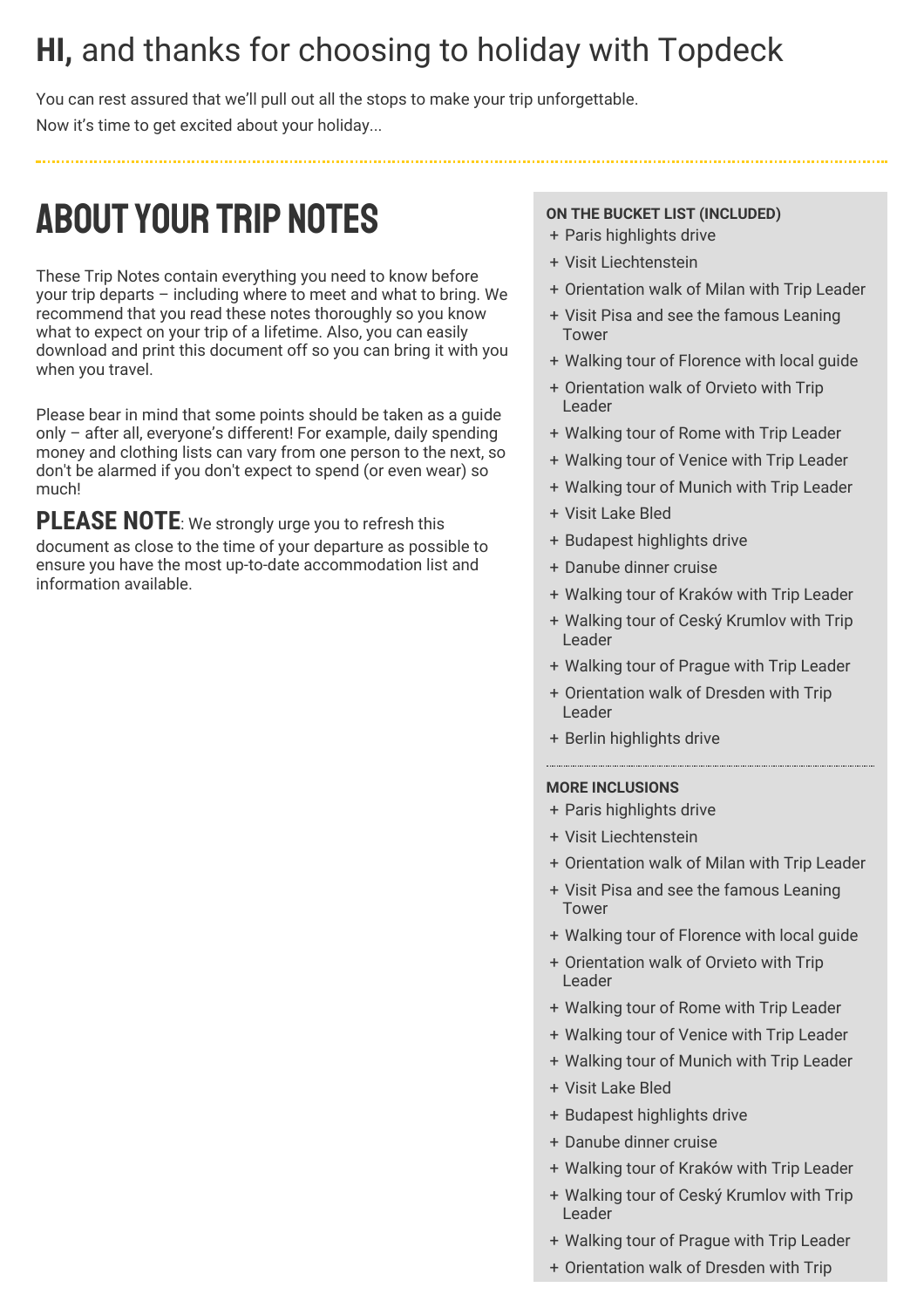# **HI,** and thanks for choosing to holiday with Topdeck

You can rest assured that we'll pull out all the stops to make your trip unforgettable.

Now it's time to get excited about your holiday...

## ABOUT YOUR TRIP NOTES

These Trip Notes contain everything you need to know before your trip departs – including where to meet and what to bring. We recommend that you read these notes thoroughly so you know what to expect on your trip of a lifetime. Also, you can easily download and print this document off so you can bring it with you when you travel.

Please bear in mind that some points should be taken as a guide only – after all, everyone's different! For example, daily spending money and clothing lists can vary from one person to the next, so don't be alarmed if you don't expect to spend (or even wear) so much!

**PLEASE NOTE**: We strongly urge you to refresh this document as close to the time of your departure as possible to ensure you have the most up-to-date accommodation list and information available.

**ON THE BUCKET LIST (INCLUDED)**

+ Paris highlights drive
+ Visit Liechtenstein
+ Orientation walk of Milan with Trip Leader
+ Visit Pisa and see the famous Leaning Tower
+ Walking tour of Florence with local guide
+ Orientation walk of Orvieto with Trip Leader
+ Walking tour of Rome with Trip Leader
+ Walking tour of Venice with Trip Leader
+ Walking tour of Munich with Trip Leader
+ Visit Lake Bled
+ Budapest highlights drive
+ Danube dinner cruise
+ Walking tour of Kraków with Trip Leader
+ Walking tour of Ceský Krumlov with Trip Leader
+ Walking tour of Prague with Trip Leader
+ Orientation walk of Dresden with Trip Leader
+ Berlin highlights drive

**MORE INCLUSIONS**

+ Paris highlights drive
+ Visit Liechtenstein
+ Orientation walk of Milan with Trip Leader
+ Visit Pisa and see the famous Leaning Tower
+ Walking tour of Florence with local guide
+ Orientation walk of Orvieto with Trip Leader
+ Walking tour of Rome with Trip Leader
+ Walking tour of Venice with Trip Leader
+ Walking tour of Munich with Trip Leader
+ Visit Lake Bled
+ Budapest highlights drive
+ Danube dinner cruise
+ Walking tour of Kraków with Trip Leader
+ Walking tour of Ceský Krumlov with Trip Leader
+ Walking tour of Prague with Trip Leader
+ Orientation walk of Dresden with Trip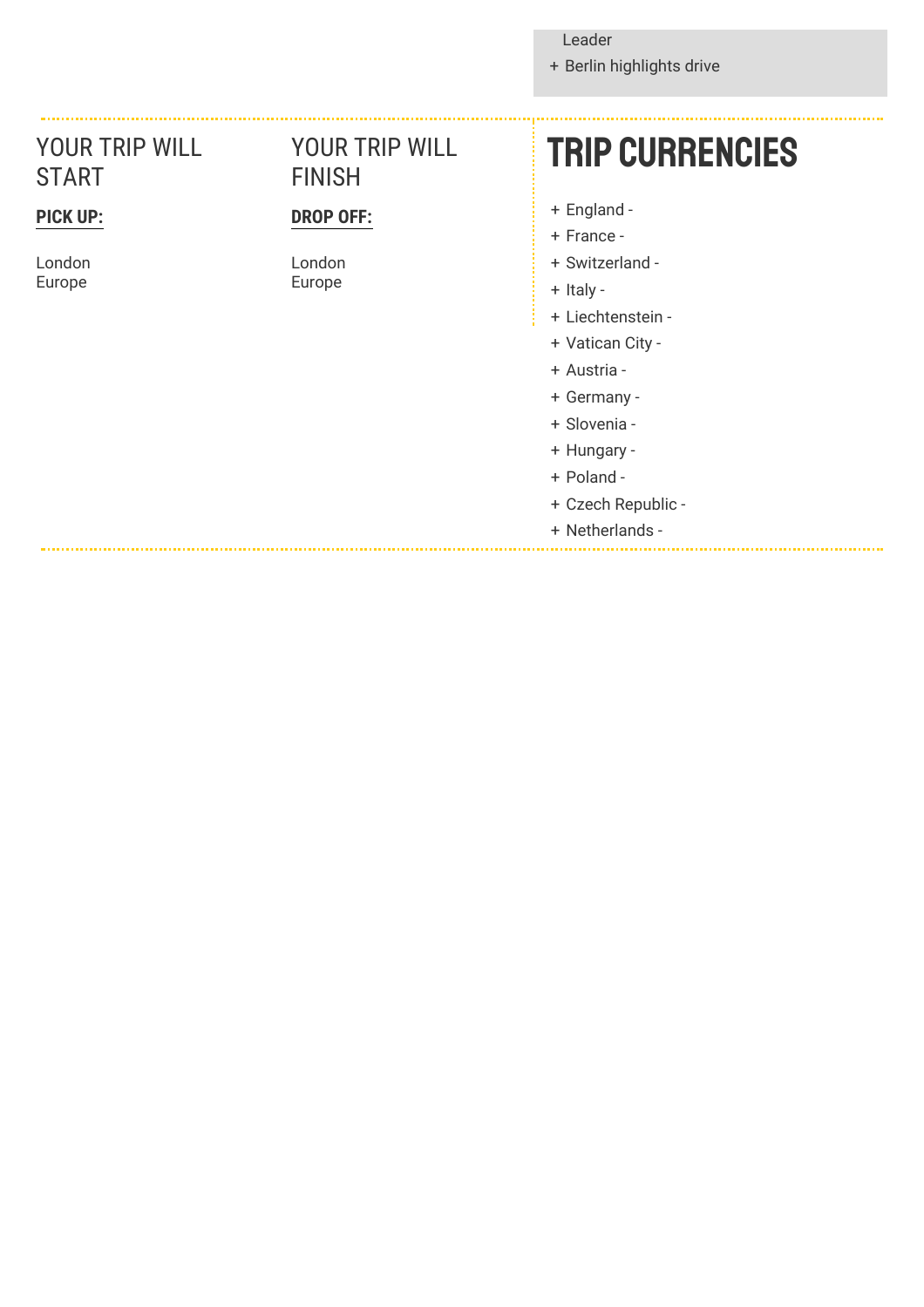Leader

+ Berlin highlights drive

## YOUR TRIP WILL START

**PICK UP:**

London
Europe

## YOUR TRIP WILL FINISH

**DROP OFF:**

London
Europe

# TRIP CURRENCIES

+ England -
+ France -
+ Switzerland -
+ Italy -
+ Liechtenstein -
+ Vatican City -
+ Austria -
+ Germany -
+ Slovenia -
+ Hungary -
+ Poland -
+ Czech Republic -
+ Netherlands -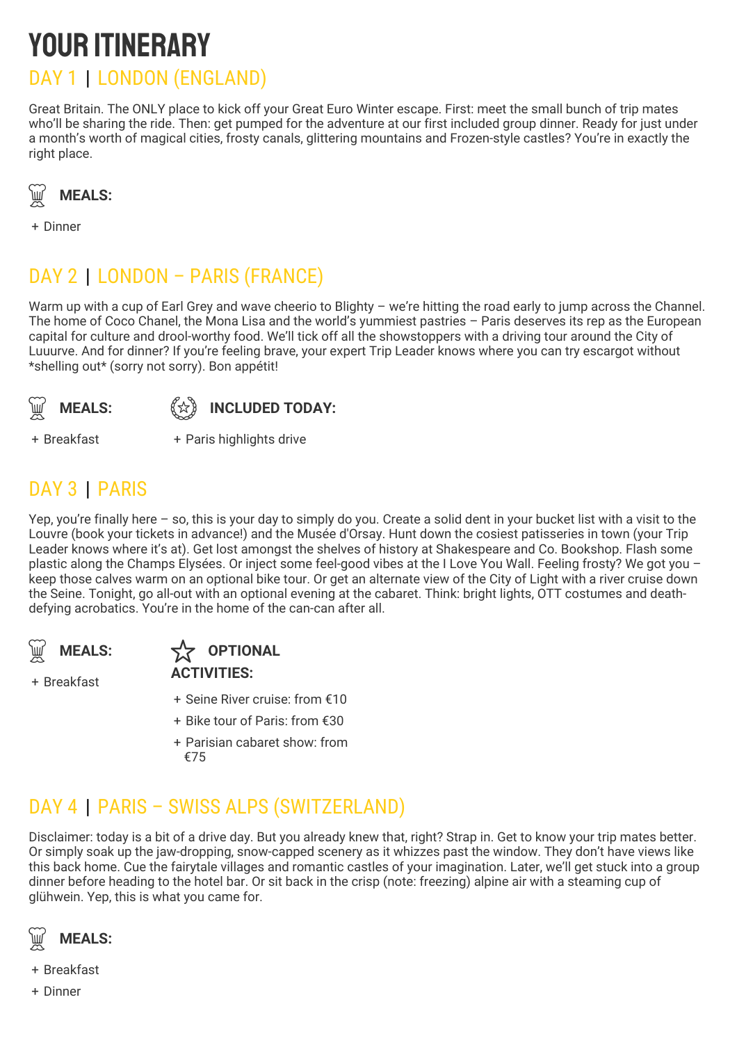# YOUR ITINERARY

## DAY 1 | LONDON (ENGLAND)

Great Britain. The ONLY place to kick off your Great Euro Winter escape. First: meet the small bunch of trip mates who'll be sharing the ride. Then: get pumped for the adventure at our first included group dinner. Ready for just under a month's worth of magical cities, frosty canals, glittering mountains and Frozen-style castles? You're in exactly the right place.

**MEALS:**

+ Dinner

## DAY 2 | LONDON – PARIS (FRANCE)

Warm up with a cup of Earl Grey and wave cheerio to Blighty – we're hitting the road early to jump across the Channel. The home of Coco Chanel, the Mona Lisa and the world's yummiest pastries – Paris deserves its rep as the European capital for culture and drool-worthy food. We'll tick off all the showstoppers with a driving tour around the City of Luuurve. And for dinner? If you're feeling brave, your expert Trip Leader knows where you can try escargot without *shelling out* (sorry not sorry). Bon appétit!

**MEALS:**

+ Breakfast

**INCLUDED TODAY:**

+ Paris highlights drive

## DAY 3 | PARIS

Yep, you're finally here – so, this is your day to simply do you. Create a solid dent in your bucket list with a visit to the Louvre (book your tickets in advance!) and the Musée d'Orsay. Hunt down the cosiest patisseries in town (your Trip Leader knows where it's at). Get lost amongst the shelves of history at Shakespeare and Co. Bookshop. Flash some plastic along the Champs Elysées. Or inject some feel-good vibes at the I Love You Wall. Feeling frosty? We got you – keep those calves warm on an optional bike tour. Or get an alternate view of the City of Light with a river cruise down the Seine. Tonight, go all-out with an optional evening at the cabaret. Think: bright lights, OTT costumes and death-defying acrobatics. You're in the home of the can-can after all.

**MEALS:**

+ Breakfast

**OPTIONAL ACTIVITIES:**

+ Seine River cruise: from €10
+ Bike tour of Paris: from €30
+ Parisian cabaret show: from €75

## DAY 4 | PARIS – SWISS ALPS (SWITZERLAND)

Disclaimer: today is a bit of a drive day. But you already knew that, right? Strap in. Get to know your trip mates better. Or simply soak up the jaw-dropping, snow-capped scenery as it whizzes past the window. They don't have views like this back home. Cue the fairytale villages and romantic castles of your imagination. Later, we'll get stuck into a group dinner before heading to the hotel bar. Or sit back in the crisp (note: freezing) alpine air with a steaming cup of glühwein. Yep, this is what you came for.

**MEALS:**

+ Breakfast
+ Dinner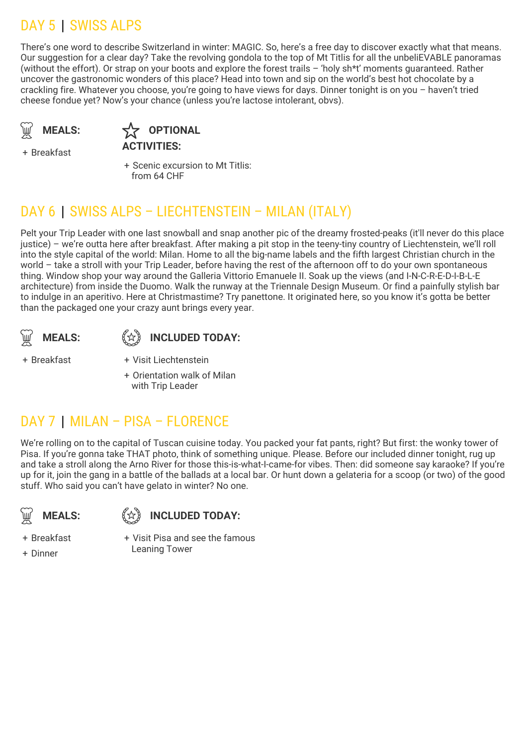## DAY 5 | SWISS ALPS

There's one word to describe Switzerland in winter: MAGIC. So, here's a free day to discover exactly what that means. Our suggestion for a clear day? Take the revolving gondola to the top of Mt Titlis for all the unbeliEVABLE panoramas (without the effort). Or strap on your boots and explore the forest trails – 'holy sh*t' moments guaranteed. Rather uncover the gastronomic wonders of this place? Head into town and sip on the world's best hot chocolate by a crackling fire. Whatever you choose, you're going to have views for days. Dinner tonight is on you – haven't tried cheese fondue yet? Now's your chance (unless you're lactose intolerant, obvs).

**MEALS:**

+ Breakfast

**OPTIONAL ACTIVITIES:**

+ Scenic excursion to Mt Titlis: from 64 CHF

## DAY 6 | SWISS ALPS – LIECHTENSTEIN – MILAN (ITALY)

Pelt your Trip Leader with one last snowball and snap another pic of the dreamy frosted-peaks (it'll never do this place justice) – we're outta here after breakfast. After making a pit stop in the teeny-tiny country of Liechtenstein, we'll roll into the style capital of the world: Milan. Home to all the big-name labels and the fifth largest Christian church in the world – take a stroll with your Trip Leader, before having the rest of the afternoon off to do your own spontaneous thing. Window shop your way around the Galleria Vittorio Emanuele II. Soak up the views (and I-N-C-R-E-D-I-B-L-E architecture) from inside the Duomo. Walk the runway at the Triennale Design Museum. Or find a painfully stylish bar to indulge in an aperitivo. Here at Christmastime? Try panettone. It originated here, so you know it's gotta be better than the packaged one your crazy aunt brings every year.

**MEALS:**

+ Breakfast

**INCLUDED TODAY:**

+ Visit Liechtenstein
+ Orientation walk of Milan with Trip Leader

## DAY 7 | MILAN – PISA – FLORENCE

We're rolling on to the capital of Tuscan cuisine today. You packed your fat pants, right? But first: the wonky tower of Pisa. If you're gonna take THAT photo, think of something unique. Please. Before our included dinner tonight, rug up and take a stroll along the Arno River for those this-is-what-I-came-for vibes. Then: did someone say karaoke? If you're up for it, join the gang in a battle of the ballads at a local bar. Or hunt down a gelateria for a scoop (or two) of the good stuff. Who said you can't have gelato in winter? No one.

**MEALS:**

+ Breakfast
+ Dinner

**INCLUDED TODAY:**

+ Visit Pisa and see the famous Leaning Tower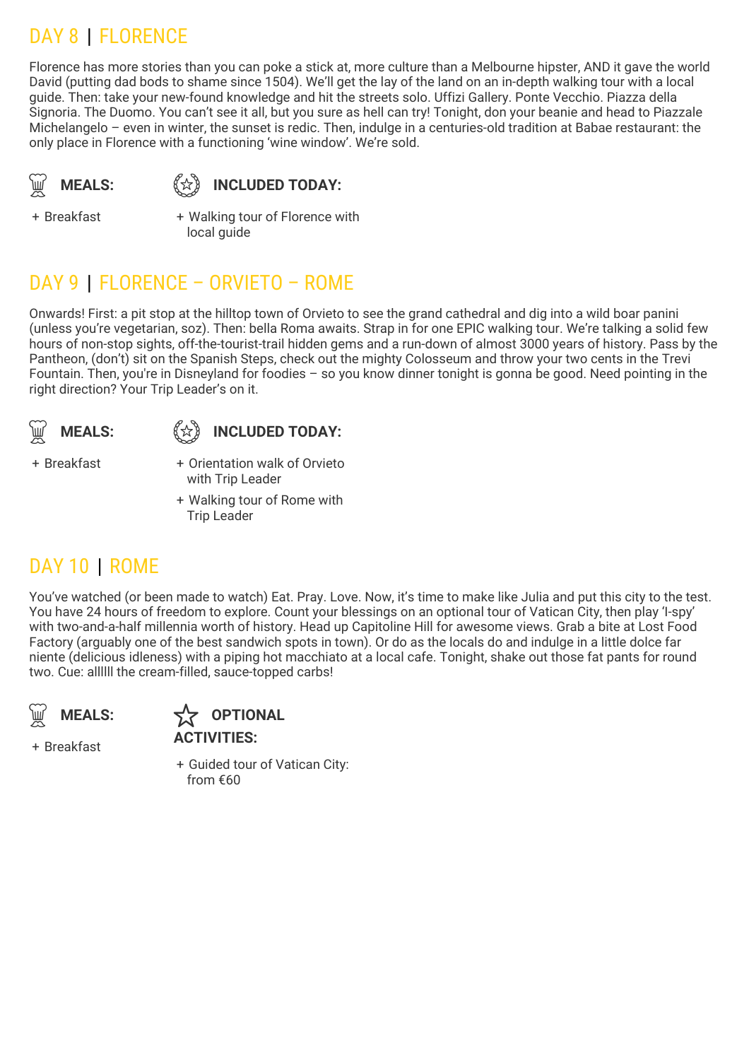## DAY 8 | FLORENCE

Florence has more stories than you can poke a stick at, more culture than a Melbourne hipster, AND it gave the world David (putting dad bods to shame since 1504). We'll get the lay of the land on an in-depth walking tour with a local guide. Then: take your new-found knowledge and hit the streets solo. Uffizi Gallery. Ponte Vecchio. Piazza della Signoria. The Duomo. You can't see it all, but you sure as hell can try! Tonight, don your beanie and head to Piazzale Michelangelo – even in winter, the sunset is redic. Then, indulge in a centuries-old tradition at Babae restaurant: the only place in Florence with a functioning 'wine window'. We're sold.

**MEALS:**

+ Breakfast

**INCLUDED TODAY:**

+ Walking tour of Florence with local guide

## DAY 9 | FLORENCE – ORVIETO – ROME

Onwards! First: a pit stop at the hilltop town of Orvieto to see the grand cathedral and dig into a wild boar panini (unless you're vegetarian, soz). Then: bella Roma awaits. Strap in for one EPIC walking tour. We're talking a solid few hours of non-stop sights, off-the-tourist-trail hidden gems and a run-down of almost 3000 years of history. Pass by the Pantheon, (don't) sit on the Spanish Steps, check out the mighty Colosseum and throw your two cents in the Trevi Fountain. Then, you're in Disneyland for foodies – so you know dinner tonight is gonna be good. Need pointing in the right direction? Your Trip Leader's on it.

**MEALS:**

+ Breakfast

**INCLUDED TODAY:**

+ Orientation walk of Orvieto with Trip Leader
+ Walking tour of Rome with Trip Leader

## DAY 10 | ROME

You've watched (or been made to watch) Eat. Pray. Love. Now, it's time to make like Julia and put this city to the test. You have 24 hours of freedom to explore. Count your blessings on an optional tour of Vatican City, then play 'I-spy' with two-and-a-half millennia worth of history. Head up Capitoline Hill for awesome views. Grab a bite at Lost Food Factory (arguably one of the best sandwich spots in town). Or do as the locals do and indulge in a little dolce far niente (delicious idleness) with a piping hot macchiato at a local cafe. Tonight, shake out those fat pants for round two. Cue: allllll the cream-filled, sauce-topped carbs!

**MEALS:**

+ Breakfast

**OPTIONAL ACTIVITIES:**

+ Guided tour of Vatican City: from €60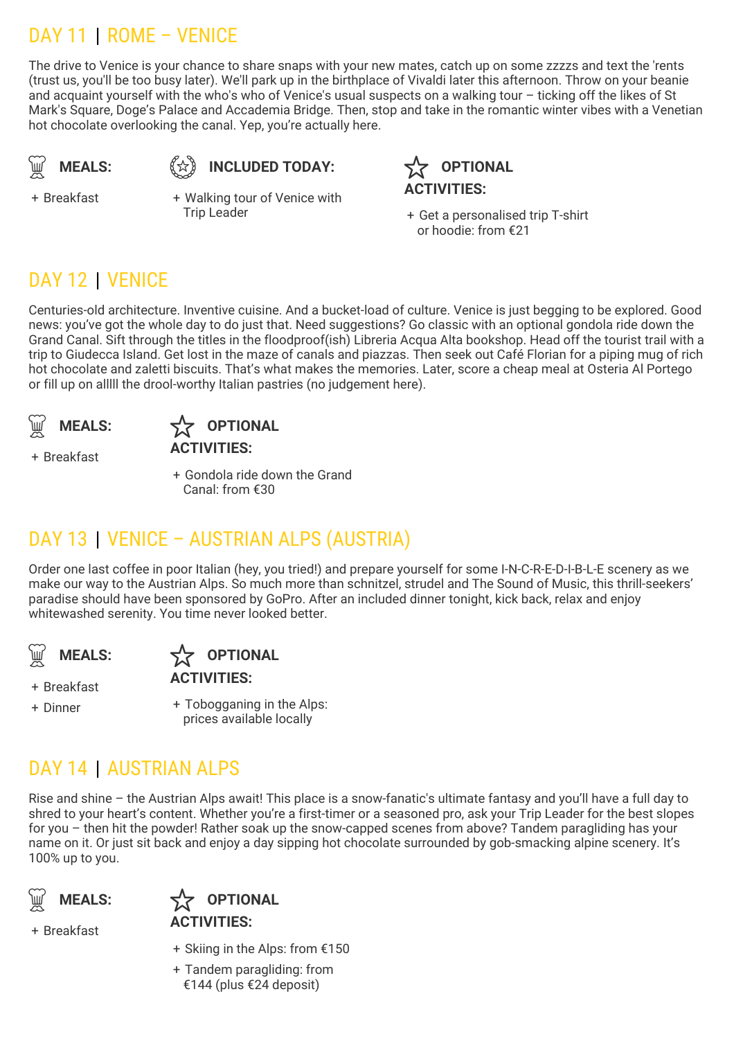## DAY 11 | ROME – VENICE

The drive to Venice is your chance to share snaps with your new mates, catch up on some zzzzs and text the 'rents (trust us, you'll be too busy later). We'll park up in the birthplace of Vivaldi later this afternoon. Throw on your beanie and acquaint yourself with the who's who of Venice's usual suspects on a walking tour – ticking off the likes of St Mark's Square, Doge's Palace and Accademia Bridge. Then, stop and take in the romantic winter vibes with a Venetian hot chocolate overlooking the canal. Yep, you're actually here.

**MEALS:**

+ Breakfast

**INCLUDED TODAY:**

+ Walking tour of Venice with Trip Leader

**OPTIONAL ACTIVITIES:**

+ Get a personalised trip T-shirt or hoodie: from €21

## DAY 12 | VENICE

Centuries-old architecture. Inventive cuisine. And a bucket-load of culture. Venice is just begging to be explored. Good news: you've got the whole day to do just that. Need suggestions? Go classic with an optional gondola ride down the Grand Canal. Sift through the titles in the floodproof(ish) Libreria Acqua Alta bookshop. Head off the tourist trail with a trip to Giudecca Island. Get lost in the maze of canals and piazzas. Then seek out Café Florian for a piping mug of rich hot chocolate and zaletti biscuits. That's what makes the memories. Later, score a cheap meal at Osteria Al Portego or fill up on alllll the drool-worthy Italian pastries (no judgement here).

**MEALS:**

+ Breakfast

**OPTIONAL ACTIVITIES:**

+ Gondola ride down the Grand Canal: from €30

## DAY 13 | VENICE – AUSTRIAN ALPS (AUSTRIA)

Order one last coffee in poor Italian (hey, you tried!) and prepare yourself for some I-N-C-R-E-D-I-B-L-E scenery as we make our way to the Austrian Alps. So much more than schnitzel, strudel and The Sound of Music, this thrill-seekers' paradise should have been sponsored by GoPro. After an included dinner tonight, kick back, relax and enjoy whitewashed serenity. You time never looked better.

**MEALS:**

+ Breakfast
+ Dinner

**OPTIONAL ACTIVITIES:**

+ Tobogganing in the Alps: prices available locally

## DAY 14 | AUSTRIAN ALPS

Rise and shine – the Austrian Alps await! This place is a snow-fanatic's ultimate fantasy and you'll have a full day to shred to your heart's content. Whether you're a first-timer or a seasoned pro, ask your Trip Leader for the best slopes for you – then hit the powder! Rather soak up the snow-capped scenes from above? Tandem paragliding has your name on it. Or just sit back and enjoy a day sipping hot chocolate surrounded by gob-smacking alpine scenery. It's 100% up to you.

**MEALS:**

+ Breakfast

**OPTIONAL ACTIVITIES:**

+ Skiing in the Alps: from €150
+ Tandem paragliding: from €144 (plus €24 deposit)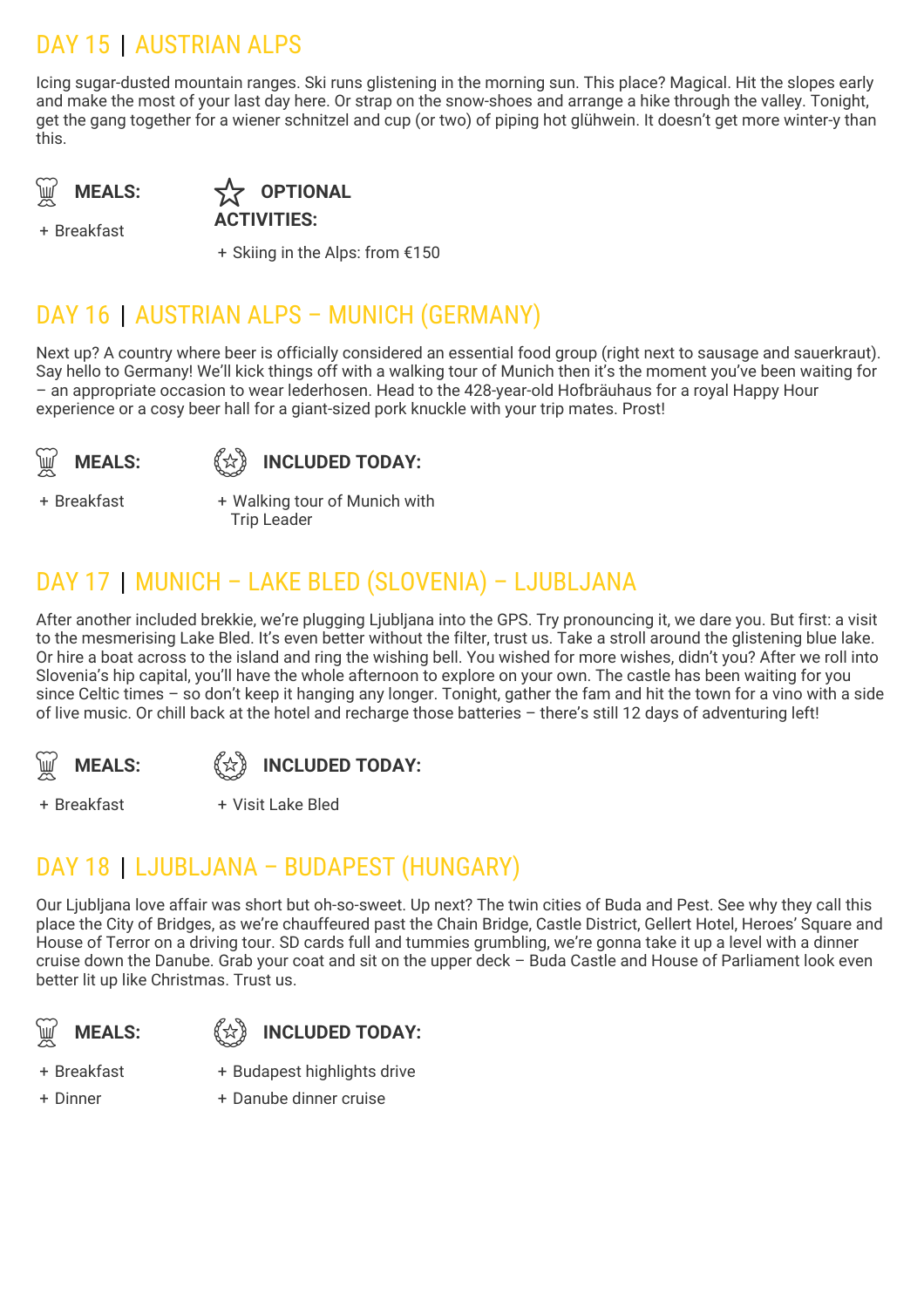## DAY 15 | AUSTRIAN ALPS

Icing sugar-dusted mountain ranges. Ski runs glistening in the morning sun. This place? Magical. Hit the slopes early and make the most of your last day here. Or strap on the snow-shoes and arrange a hike through the valley. Tonight, get the gang together for a wiener schnitzel and cup (or two) of piping hot glühwein. It doesn't get more winter-y than this.

**MEALS:**

+ Breakfast

**OPTIONAL ACTIVITIES:**

+ Skiing in the Alps: from €150

## DAY 16 | AUSTRIAN ALPS – MUNICH (GERMANY)

Next up? A country where beer is officially considered an essential food group (right next to sausage and sauerkraut). Say hello to Germany! We'll kick things off with a walking tour of Munich then it's the moment you've been waiting for – an appropriate occasion to wear lederhosen. Head to the 428-year-old Hofbräuhaus for a royal Happy Hour experience or a cosy beer hall for a giant-sized pork knuckle with your trip mates. Prost!

**MEALS:**

+ Breakfast

**INCLUDED TODAY:**

+ Walking tour of Munich with Trip Leader

## DAY 17 | MUNICH – LAKE BLED (SLOVENIA) – LJUBLJANA

After another included brekkie, we're plugging Ljubljana into the GPS. Try pronouncing it, we dare you. But first: a visit to the mesmerising Lake Bled. It's even better without the filter, trust us. Take a stroll around the glistening blue lake. Or hire a boat across to the island and ring the wishing bell. You wished for more wishes, didn't you? After we roll into Slovenia's hip capital, you'll have the whole afternoon to explore on your own. The castle has been waiting for you since Celtic times – so don't keep it hanging any longer. Tonight, gather the fam and hit the town for a vino with a side of live music. Or chill back at the hotel and recharge those batteries – there's still 12 days of adventuring left!

**MEALS:**

+ Breakfast

**INCLUDED TODAY:**

+ Visit Lake Bled

## DAY 18 | LJUBLJANA – BUDAPEST (HUNGARY)

Our Ljubljana love affair was short but oh-so-sweet. Up next? The twin cities of Buda and Pest. See why they call this place the City of Bridges, as we're chauffeured past the Chain Bridge, Castle District, Gellert Hotel, Heroes' Square and House of Terror on a driving tour. SD cards full and tummies grumbling, we're gonna take it up a level with a dinner cruise down the Danube. Grab your coat and sit on the upper deck – Buda Castle and House of Parliament look even better lit up like Christmas. Trust us.

**MEALS:**

+ Breakfast
+ Dinner

**INCLUDED TODAY:**

+ Budapest highlights drive
+ Danube dinner cruise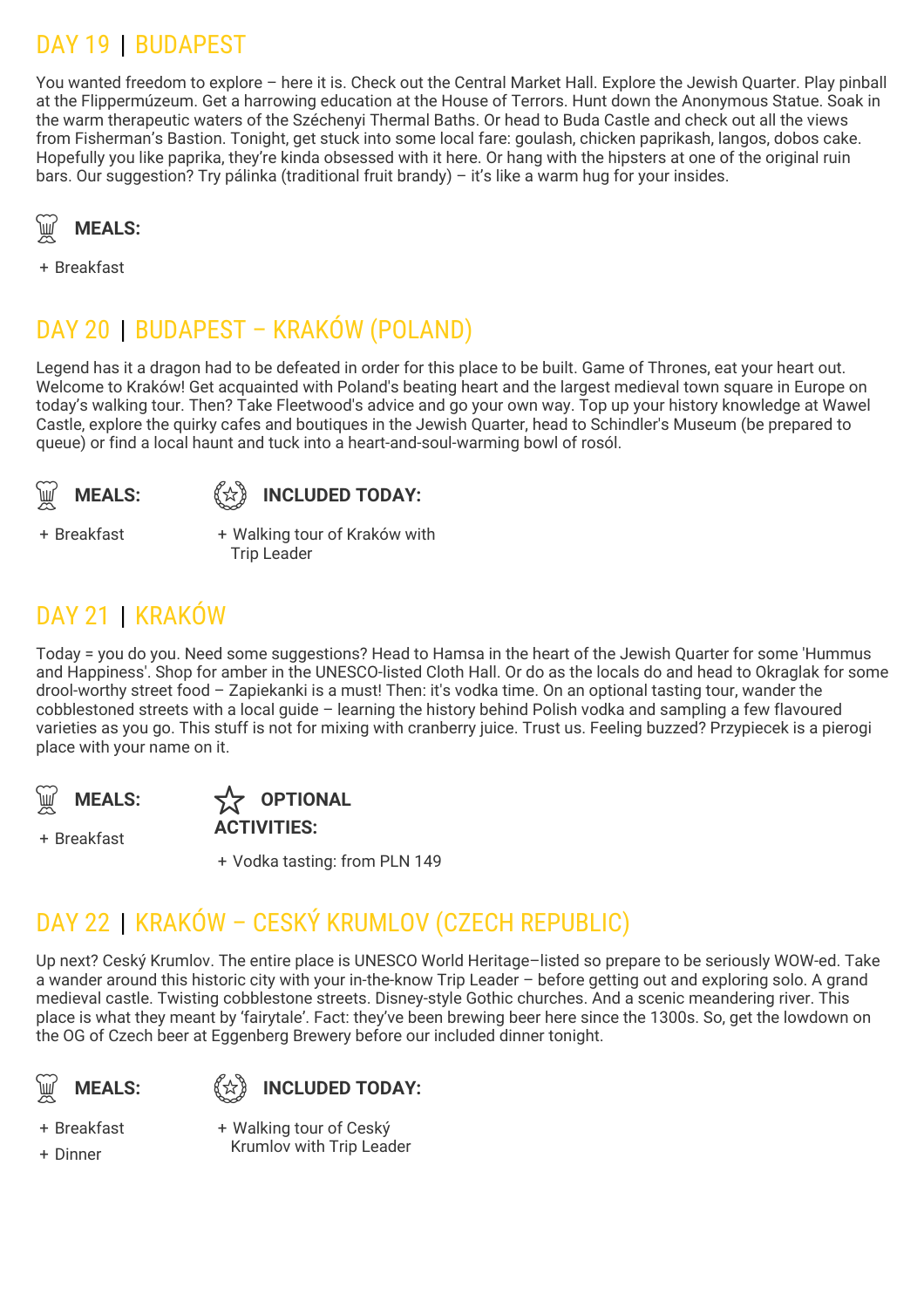## DAY 19 | BUDAPEST

You wanted freedom to explore – here it is. Check out the Central Market Hall. Explore the Jewish Quarter. Play pinball at the Flippermúzeum. Get a harrowing education at the House of Terrors. Hunt down the Anonymous Statue. Soak in the warm therapeutic waters of the Széchenyi Thermal Baths. Or head to Buda Castle and check out all the views from Fisherman's Bastion. Tonight, get stuck into some local fare: goulash, chicken paprikash, langos, dobos cake. Hopefully you like paprika, they're kinda obsessed with it here. Or hang with the hipsters at one of the original ruin bars. Our suggestion? Try pálinka (traditional fruit brandy) – it's like a warm hug for your insides.

**MEALS:**

+ Breakfast

## DAY 20 | BUDAPEST – KRAKÓW (POLAND)

Legend has it a dragon had to be defeated in order for this place to be built. Game of Thrones, eat your heart out. Welcome to Kraków! Get acquainted with Poland's beating heart and the largest medieval town square in Europe on today's walking tour. Then? Take Fleetwood's advice and go your own way. Top up your history knowledge at Wawel Castle, explore the quirky cafes and boutiques in the Jewish Quarter, head to Schindler's Museum (be prepared to queue) or find a local haunt and tuck into a heart-and-soul-warming bowl of rosół.

**MEALS:**

+ Breakfast

**INCLUDED TODAY:**

+ Walking tour of Kraków with Trip Leader

## DAY 21 | KRAKÓW

Today = you do you. Need some suggestions? Head to Hamsa in the heart of the Jewish Quarter for some 'Hummus and Happiness'. Shop for amber in the UNESCO-listed Cloth Hall. Or do as the locals do and head to Okraglak for some drool-worthy street food – Zapiekanki is a must! Then: it's vodka time. On an optional tasting tour, wander the cobblestoned streets with a local guide – learning the history behind Polish vodka and sampling a few flavoured varieties as you go. This stuff is not for mixing with cranberry juice. Trust us. Feeling buzzed? Przypiecek is a pierogi place with your name on it.

**MEALS:**

+ Breakfast

**OPTIONAL ACTIVITIES:**

+ Vodka tasting: from PLN 149

## DAY 22 | KRAKÓW – CESKÝ KRUMLOV (CZECH REPUBLIC)

Up next? Ceský Krumlov. The entire place is UNESCO World Heritage–listed so prepare to be seriously WOW-ed. Take a wander around this historic city with your in-the-know Trip Leader – before getting out and exploring solo. A grand medieval castle. Twisting cobblestone streets. Disney-style Gothic churches. And a scenic meandering river. This place is what they meant by 'fairytale'. Fact: they've been brewing beer here since the 1300s. So, get the lowdown on the OG of Czech beer at Eggenberg Brewery before our included dinner tonight.

**MEALS:**

+ Breakfast
+ Dinner

**INCLUDED TODAY:**

+ Walking tour of Ceský Krumlov with Trip Leader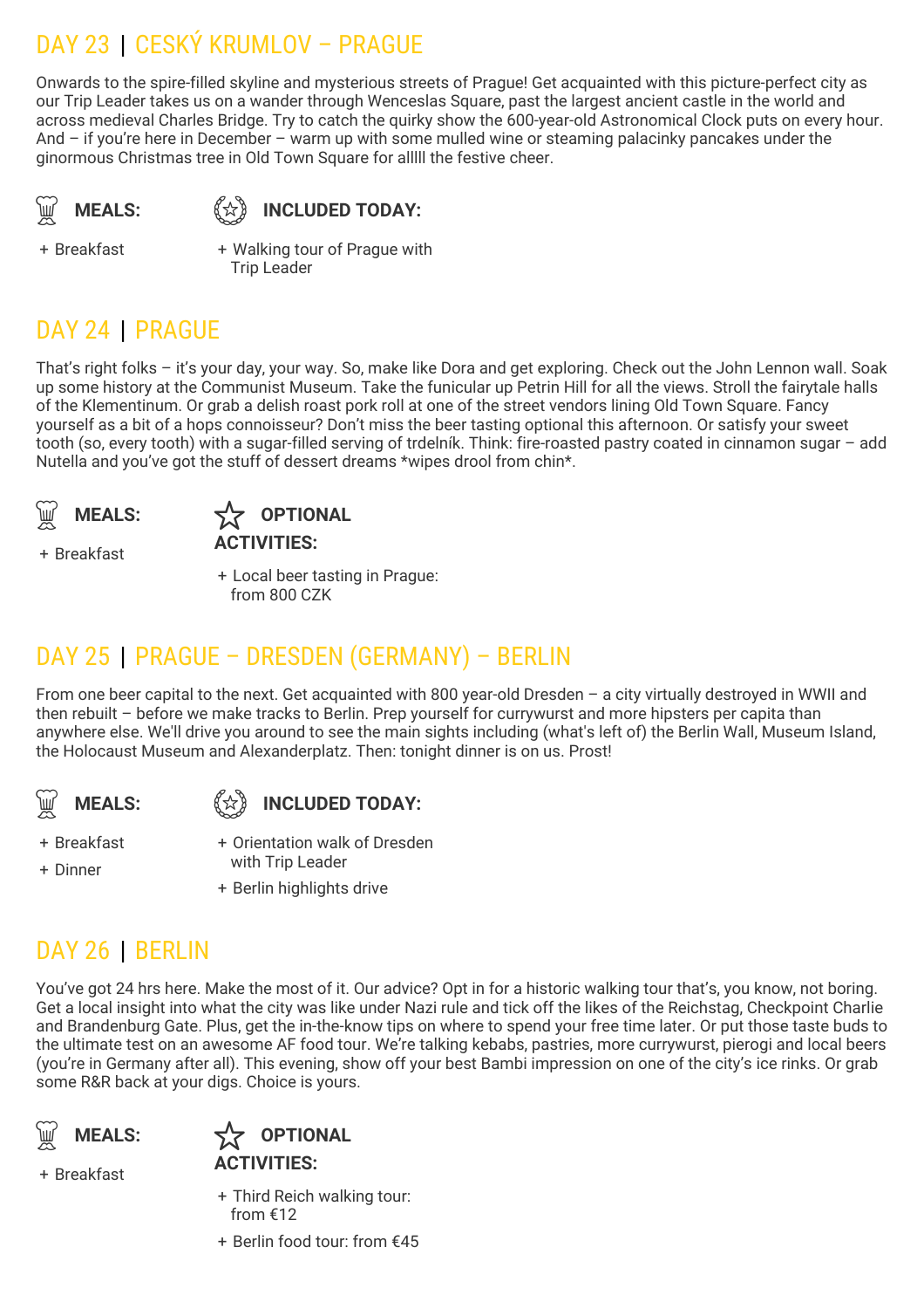## DAY 23 | CESKÝ KRUMLOV – PRAGUE

Onwards to the spire-filled skyline and mysterious streets of Prague! Get acquainted with this picture-perfect city as our Trip Leader takes us on a wander through Wenceslas Square, past the largest ancient castle in the world and across medieval Charles Bridge. Try to catch the quirky show the 600-year-old Astronomical Clock puts on every hour. And – if you're here in December – warm up with some mulled wine or steaming palacinky pancakes under the ginormous Christmas tree in Old Town Square for alllll the festive cheer.

**MEALS:**

+ Breakfast

**INCLUDED TODAY:**

+ Walking tour of Prague with Trip Leader

## DAY 24 | PRAGUE

That's right folks – it's your day, your way. So, make like Dora and get exploring. Check out the John Lennon wall. Soak up some history at the Communist Museum. Take the funicular up Petrin Hill for all the views. Stroll the fairytale halls of the Klementinum. Or grab a delish roast pork roll at one of the street vendors lining Old Town Square. Fancy yourself as a bit of a hops connoisseur? Don't miss the beer tasting optional this afternoon. Or satisfy your sweet tooth (so, every tooth) with a sugar-filled serving of trdelník. Think: fire-roasted pastry coated in cinnamon sugar – add Nutella and you've got the stuff of dessert dreams *wipes drool from chin*.

**MEALS:**

+ Breakfast

**OPTIONAL ACTIVITIES:**

+ Local beer tasting in Prague: from 800 CZK

## DAY 25 | PRAGUE – DRESDEN (GERMANY) – BERLIN

From one beer capital to the next. Get acquainted with 800 year-old Dresden – a city virtually destroyed in WWII and then rebuilt – before we make tracks to Berlin. Prep yourself for currywurst and more hipsters per capita than anywhere else. We'll drive you around to see the main sights including (what's left of) the Berlin Wall, Museum Island, the Holocaust Museum and Alexanderplatz. Then: tonight dinner is on us. Prost!

**MEALS:**

+ Breakfast
+ Dinner

**INCLUDED TODAY:**

+ Orientation walk of Dresden with Trip Leader
+ Berlin highlights drive

## DAY 26 | BERLIN

You've got 24 hrs here. Make the most of it. Our advice? Opt in for a historic walking tour that's, you know, not boring. Get a local insight into what the city was like under Nazi rule and tick off the likes of the Reichstag, Checkpoint Charlie and Brandenburg Gate. Plus, get the in-the-know tips on where to spend your free time later. Or put those taste buds to the ultimate test on an awesome AF food tour. We're talking kebabs, pastries, more currywurst, pierogi and local beers (you're in Germany after all). This evening, show off your best Bambi impression on one of the city's ice rinks. Or grab some R&R back at your digs. Choice is yours.

**MEALS:**

+ Breakfast

**OPTIONAL ACTIVITIES:**

+ Third Reich walking tour: from €12
+ Berlin food tour: from €45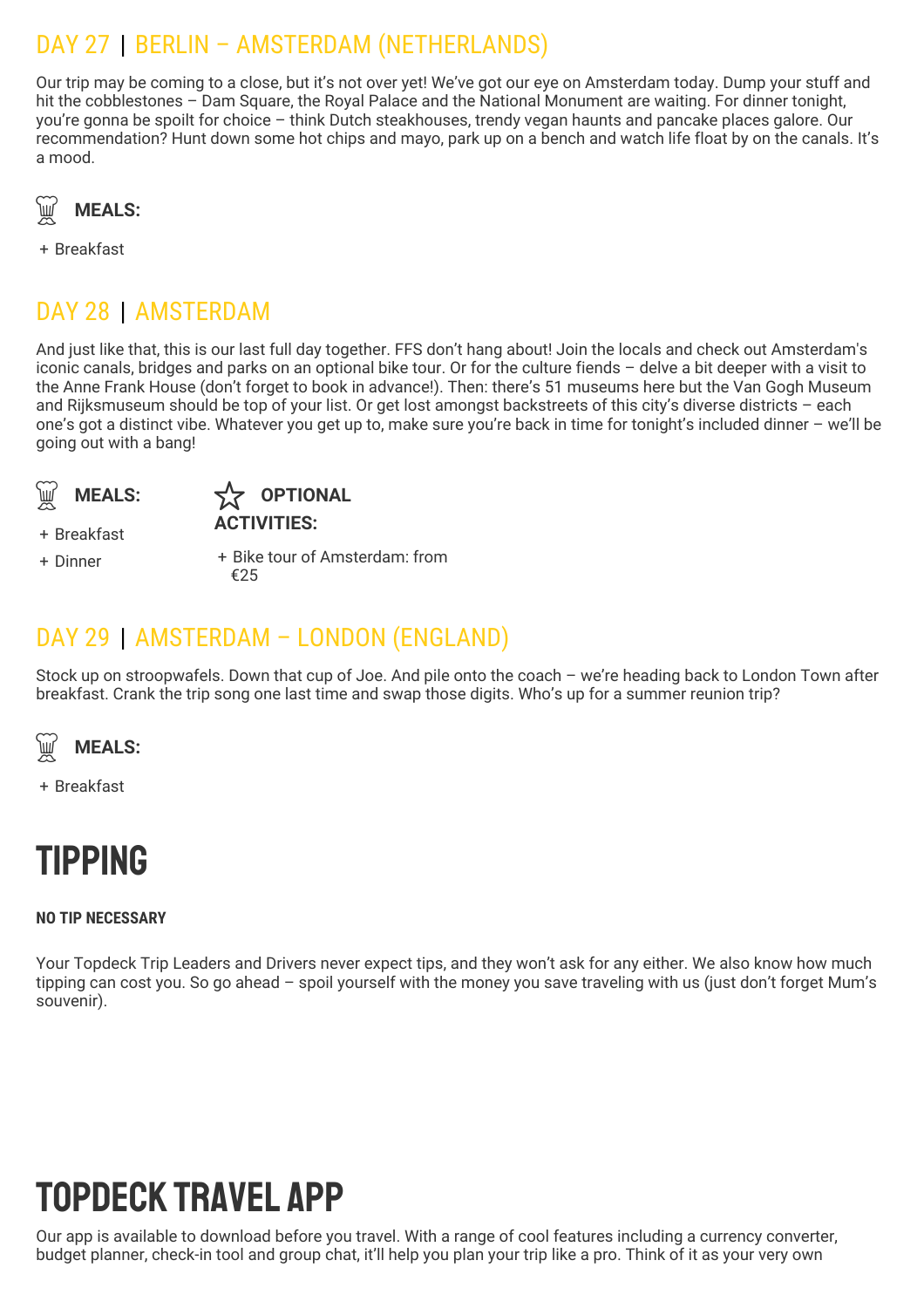## DAY 27 | BERLIN – AMSTERDAM (NETHERLANDS)

Our trip may be coming to a close, but it's not over yet! We've got our eye on Amsterdam today. Dump your stuff and hit the cobblestones – Dam Square, the Royal Palace and the National Monument are waiting. For dinner tonight, you're gonna be spoilt for choice – think Dutch steakhouses, trendy vegan haunts and pancake places galore. Our recommendation? Hunt down some hot chips and mayo, park up on a bench and watch life float by on the canals. It's a mood.

**MEALS:**

+ Breakfast

## DAY 28 | AMSTERDAM

And just like that, this is our last full day together. FFS don't hang about! Join the locals and check out Amsterdam's iconic canals, bridges and parks on an optional bike tour. Or for the culture fiends – delve a bit deeper with a visit to the Anne Frank House (don't forget to book in advance!). Then: there's 51 museums here but the Van Gogh Museum and Rijksmuseum should be top of your list. Or get lost amongst backstreets of this city's diverse districts – each one's got a distinct vibe. Whatever you get up to, make sure you're back in time for tonight's included dinner – we'll be going out with a bang!

**MEALS:**

+ Breakfast
+ Dinner

**OPTIONAL ACTIVITIES:**

+ Bike tour of Amsterdam: from €25

## DAY 29 | AMSTERDAM – LONDON (ENGLAND)

Stock up on stroopwafels. Down that cup of Joe. And pile onto the coach – we're heading back to London Town after breakfast. Crank the trip song one last time and swap those digits. Who's up for a summer reunion trip?

**MEALS:**

+ Breakfast

# TIPPING

**NO TIP NECESSARY**

Your Topdeck Trip Leaders and Drivers never expect tips, and they won't ask for any either. We also know how much tipping can cost you. So go ahead – spoil yourself with the money you save traveling with us (just don't forget Mum's souvenir).

# TOPDECK TRAVEL APP

Our app is available to download before you travel. With a range of cool features including a currency converter, budget planner, check-in tool and group chat, it'll help you plan your trip like a pro. Think of it as your very own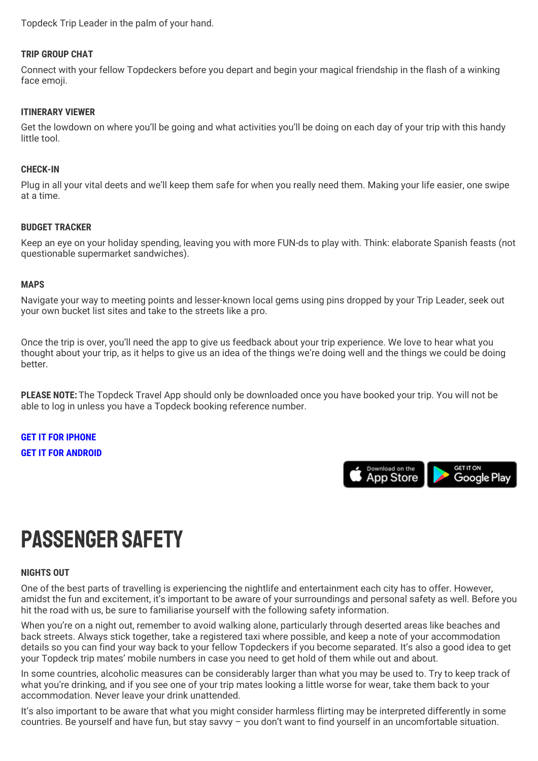Topdeck Trip Leader in the palm of your hand.

**TRIP GROUP CHAT**

Connect with your fellow Topdeckers before you depart and begin your magical friendship in the flash of a winking face emoji.

**ITINERARY VIEWER**

Get the lowdown on where you'll be going and what activities you'll be doing on each day of your trip with this handy little tool.

**CHECK-IN**

Plug in all your vital deets and we'll keep them safe for when you really need them. Making your life easier, one swipe at a time.

**BUDGET TRACKER**

Keep an eye on your holiday spending, leaving you with more FUN-ds to play with. Think: elaborate Spanish feasts (not questionable supermarket sandwiches).

**MAPS**

Navigate your way to meeting points and lesser-known local gems using pins dropped by your Trip Leader, seek out your own bucket list sites and take to the streets like a pro.

Once the trip is over, you'll need the app to give us feedback about your trip experience. We love to hear what you thought about your trip, as it helps to give us an idea of the things we're doing well and the things we could be doing better.

**PLEASE NOTE:** The Topdeck Travel App should only be downloaded once you have booked your trip. You will not be able to log in unless you have a Topdeck booking reference number.

**GET IT FOR IPHONE**

**GET IT FOR ANDROID**

Download on the App Store

GET IT ON Google Play

# PASSENGER SAFETY

**NIGHTS OUT**

One of the best parts of travelling is experiencing the nightlife and entertainment each city has to offer. However, amidst the fun and excitement, it's important to be aware of your surroundings and personal safety as well. Before you hit the road with us, be sure to familiarise yourself with the following safety information.

When you're on a night out, remember to avoid walking alone, particularly through deserted areas like beaches and back streets. Always stick together, take a registered taxi where possible, and keep a note of your accommodation details so you can find your way back to your fellow Topdeckers if you become separated. It's also a good idea to get your Topdeck trip mates' mobile numbers in case you need to get hold of them while out and about.

In some countries, alcoholic measures can be considerably larger than what you may be used to. Try to keep track of what you're drinking, and if you see one of your trip mates looking a little worse for wear, take them back to your accommodation. Never leave your drink unattended.

It's also important to be aware that what you might consider harmless flirting may be interpreted differently in some countries. Be yourself and have fun, but stay savvy – you don't want to find yourself in an uncomfortable situation.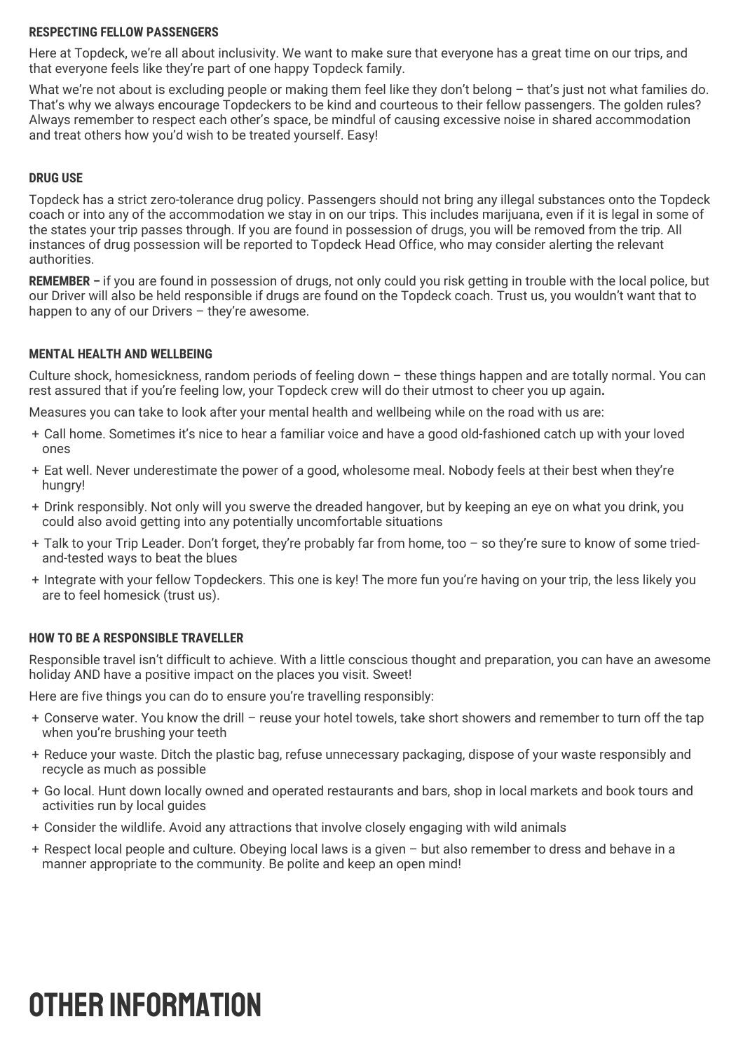### RESPECTING FELLOW PASSENGERS

Here at Topdeck, we're all about inclusivity. We want to make sure that everyone has a great time on our trips, and that everyone feels like they're part of one happy Topdeck family.

What we're not about is excluding people or making them feel like they don't belong – that's just not what families do. That's why we always encourage Topdeckers to be kind and courteous to their fellow passengers. The golden rules? Always remember to respect each other's space, be mindful of causing excessive noise in shared accommodation and treat others how you'd wish to be treated yourself. Easy!

### DRUG USE

Topdeck has a strict zero-tolerance drug policy. Passengers should not bring any illegal substances onto the Topdeck coach or into any of the accommodation we stay in on our trips. This includes marijuana, even if it is legal in some of the states your trip passes through. If you are found in possession of drugs, you will be removed from the trip. All instances of drug possession will be reported to Topdeck Head Office, who may consider alerting the relevant authorities.

**REMEMBER –** if you are found in possession of drugs, not only could you risk getting in trouble with the local police, but our Driver will also be held responsible if drugs are found on the Topdeck coach. Trust us, you wouldn't want that to happen to any of our Drivers – they're awesome.

### MENTAL HEALTH AND WELLBEING

Culture shock, homesickness, random periods of feeling down – these things happen and are totally normal. You can rest assured that if you're feeling low, your Topdeck crew will do their utmost to cheer you up again**.**

Measures you can take to look after your mental health and wellbeing while on the road with us are:

+ Call home. Sometimes it's nice to hear a familiar voice and have a good old-fashioned catch up with your loved ones
+ Eat well. Never underestimate the power of a good, wholesome meal. Nobody feels at their best when they're hungry!
+ Drink responsibly. Not only will you swerve the dreaded hangover, but by keeping an eye on what you drink, you could also avoid getting into any potentially uncomfortable situations
+ Talk to your Trip Leader. Don't forget, they're probably far from home, too – so they're sure to know of some tried-and-tested ways to beat the blues
+ Integrate with your fellow Topdeckers. This one is key! The more fun you're having on your trip, the less likely you are to feel homesick (trust us).

### HOW TO BE A RESPONSIBLE TRAVELLER

Responsible travel isn't difficult to achieve. With a little conscious thought and preparation, you can have an awesome holiday AND have a positive impact on the places you visit. Sweet!

Here are five things you can do to ensure you're travelling responsibly:

+ Conserve water. You know the drill – reuse your hotel towels, take short showers and remember to turn off the tap when you're brushing your teeth
+ Reduce your waste. Ditch the plastic bag, refuse unnecessary packaging, dispose of your waste responsibly and recycle as much as possible
+ Go local. Hunt down locally owned and operated restaurants and bars, shop in local markets and book tours and activities run by local guides
+ Consider the wildlife. Avoid any attractions that involve closely engaging with wild animals
+ Respect local people and culture. Obeying local laws is a given – but also remember to dress and behave in a manner appropriate to the community. Be polite and keep an open mind!

# OTHER INFORMATION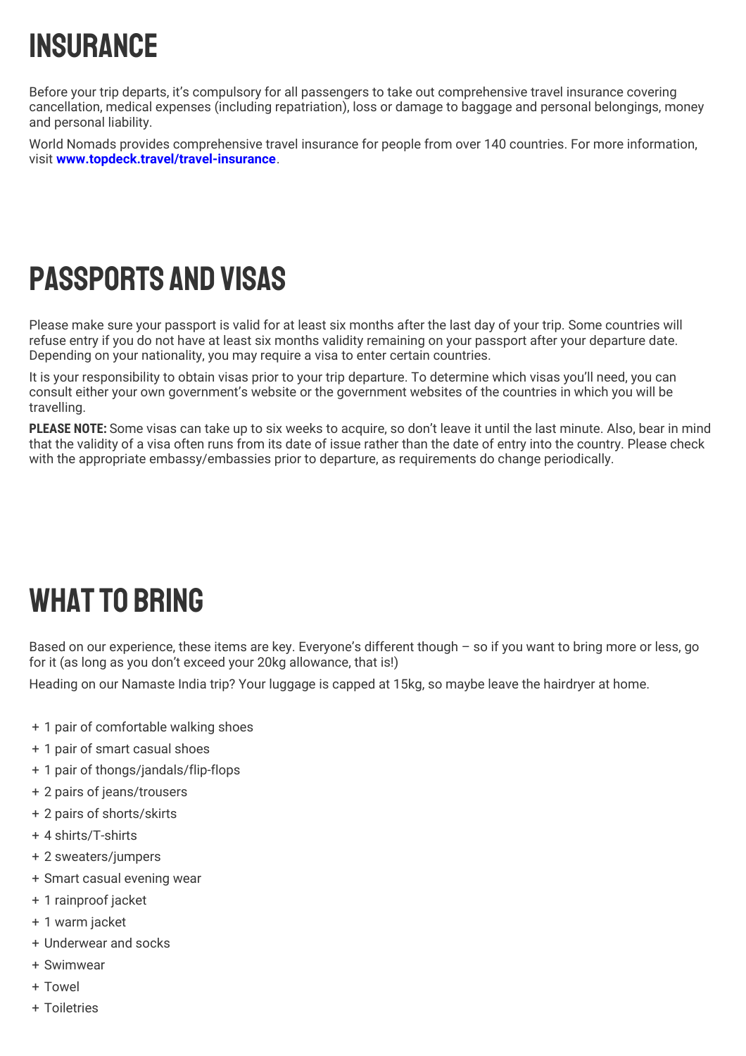# INSURANCE

Before your trip departs, it's compulsory for all passengers to take out comprehensive travel insurance covering cancellation, medical expenses (including repatriation), loss or damage to baggage and personal belongings, money and personal liability.

World Nomads provides comprehensive travel insurance for people from over 140 countries. For more information, visit **www.topdeck.travel/travel-insurance**.

# PASSPORTS AND VISAS

Please make sure your passport is valid for at least six months after the last day of your trip. Some countries will refuse entry if you do not have at least six months validity remaining on your passport after your departure date. Depending on your nationality, you may require a visa to enter certain countries.

It is your responsibility to obtain visas prior to your trip departure. To determine which visas you'll need, you can consult either your own government's website or the government websites of the countries in which you will be travelling.

**PLEASE NOTE:** Some visas can take up to six weeks to acquire, so don't leave it until the last minute. Also, bear in mind that the validity of a visa often runs from its date of issue rather than the date of entry into the country. Please check with the appropriate embassy/embassies prior to departure, as requirements do change periodically.

# WHAT TO BRING

Based on our experience, these items are key. Everyone's different though – so if you want to bring more or less, go for it (as long as you don't exceed your 20kg allowance, that is!)

Heading on our Namaste India trip? Your luggage is capped at 15kg, so maybe leave the hairdryer at home.

+ 1 pair of comfortable walking shoes
+ 1 pair of smart casual shoes
+ 1 pair of thongs/jandals/flip-flops
+ 2 pairs of jeans/trousers
+ 2 pairs of shorts/skirts
+ 4 shirts/T-shirts
+ 2 sweaters/jumpers
+ Smart casual evening wear
+ 1 rainproof jacket
+ 1 warm jacket
+ Underwear and socks
+ Swimwear
+ Towel
+ Toiletries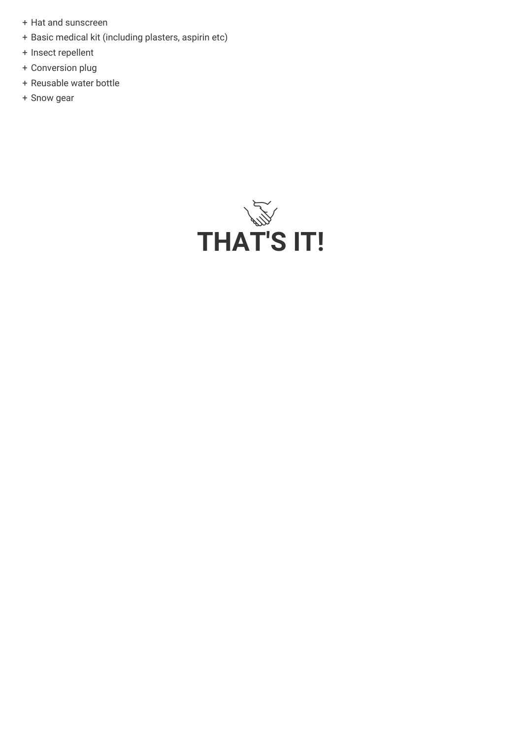+ Hat and sunscreen
+ Basic medical kit (including plasters, aspirin etc)
+ Insect repellent
+ Conversion plug
+ Reusable water bottle
+ Snow gear

# THAT'S IT!